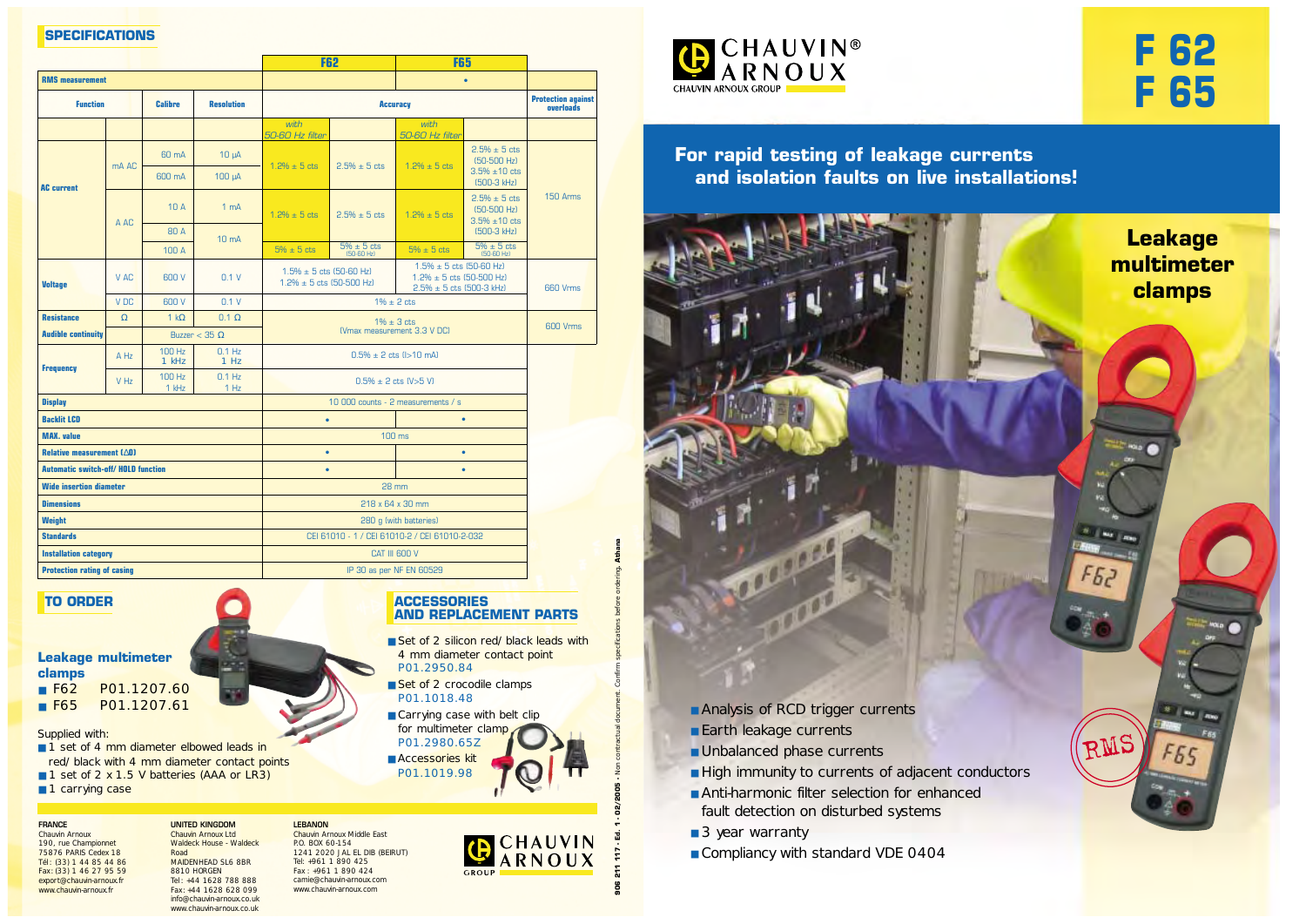# CHAUVIN® ARNOUX

CHAUVIN ARNOUX GROUP

# F 62
# F 65

## For rapid testing of leakage currents and isolation faults on live installations!

## Leakage multimeter clamps

- Analysis of RCD trigger currents
- Earth leakage currents
- Unbalanced phase currents
- High immunity to currents of adjacent conductors
- Anti-harmonic filter selection for enhanced fault detection on disturbed systems
- 3 year warranty
- Compliancy with standard VDE 0404

RMS

## SPECIFICATIONS

| | | | | F62 | | F65 | | |
|---|---|---|---|---|---|---|---|---|
| **RMS measurement** | | | | | | • | | |
| **Function** | | **Calibre** | **Resolution** | **Accuracy** | | | | **Protection against overloads** |
| | | | | *with 50-60 Hz filter* | | *with 50-60 Hz filter* | | |
| **AC current** | mA AC | 60 mA | 10 µA | 1.2% ± 5 cts | 2.5% ± 5 cts | 1.2% ± 5 cts | 2.5% ± 5 cts (50-500 Hz) 3.5% ±10 cts (500-3 kHz) | 150 Arms |
| | | 600 mA | 100 µA | | | | | |
| | A AC | 10 A | 1 mA | 1.2% ± 5 cts | 2.5% ± 5 cts | 1.2% ± 5 cts | 2.5% ± 5 cts (50-500 Hz) 3.5% ±10 cts (500-3 kHz) | |
| | | 80 A | 10 mA | | | | | |
| | | 100 A | | 5% ± 5 cts | 5% ± 5 cts (50-60 Hz) | 5% ± 5 cts | 5% ± 5 cts (50-60 Hz) | |
| **Voltage** | V AC | 600 V | 0.1 V | 1.5% ± 5 cts (50-60 Hz) 1.2% ± 5 cts (50-500 Hz) | | 1.5% ± 5 cts (50-60 Hz) 1.2% ± 5 cts (50-500 Hz) 2.5% ± 5 cts (500-3 kHz) | | 660 Vrms |
| | V DC | 600 V | 0.1 V | 1% ± 2 cts | | | | |
| **Resistance** | Ω | 1 kΩ | 0.1 Ω | 1% ± 3 cts (Vmax measurement 3.3 V DC) | | | | 600 Vrms |
| **Audible continuity** | | Buzzer < 35 Ω | | | | | | |
| **Frequency** | A Hz | 100 Hz 1 kHz | 0.1 Hz 1 Hz | 0.5% ± 2 cts (I>10 mA) | | | | |
| | V Hz | 100 Hz 1 kHz | 0.1 Hz 1 Hz | 0.5% ± 2 cts (V>5 V) | | | | |
| **Display** | | | | 10 000 counts - 2 measurements / s | | | | |
| **Backlit LCD** | | | | • | | • | | |
| **MAX. value** | | | | 100 ms | | | | |
| **Relative measurement (ΔΩ)** | | | | • | | • | | |
| **Automatic switch-off/ HOLD function** | | | | • | | • | | |
| **Wide insertion diameter** | | | | 28 mm | | | | |
| **Dimensions** | | | | 218 x 64 x 30 mm | | | | |
| **Weight** | | | | 280 g (with batteries) | | | | |
| **Standards** | | | | CEI 61010 - 1 / CEI 61010-2 / CEI 61010-2-032 | | | | |
| **Installation category** | | | | CAT III 600 V | | | | |
| **Protection rating of casing** | | | | IP 30 as per NF EN 60529 | | | | |

## TO ORDER

### Leakage multimeter clamps

- F62 P01.1207.60
- F65 P01.1207.61

Supplied with:

- 1 set of 4 mm diameter elbowed leads in red/ black with 4 mm diameter contact points
- 1 set of 2 x 1.5 V batteries (AAA or LR3)
- 1 carrying case

## ACCESSORIES AND REPLACEMENT PARTS

- Set of 2 silicon red/ black leads with 4 mm diameter contact point
  P01.2950.84
- Set of 2 crocodile clamps
  P01.1018.48
- Carrying case with belt clip for multimeter clamp
  P01.2980.65Z
- Accessories kit
  P01.1019.98

**FRANCE**
Chauvin Arnoux
190, rue Championnet
75876 PARIS Cedex 18
Tél : (33) 1 44 85 44 86
Fax: (33) 1 46 27 95 59
export@chauvin-arnoux.fr
www.chauvin-arnoux.fr

**UNITED KINGDOM**
Chauvin Arnoux Ltd
Waldeck House - Waldeck Road
MAIDENHEAD SL6 8BR
8810 HORGEN
Tel: +44 1628 788 888
Fax: +44 1628 628 099
info@chauvin-arnoux.co.uk
www.chauvin-arnoux.co.uk

**LEBANON**
Chauvin Arnoux Middle East
P.O. BOX 60-154
1241 2020 JAL EL DIB (BEIRUT)
Tel: +961 1 890 425
Fax : +961 1 890 424
camie@chauvin-arnoux.com
www.chauvin-arnoux.com

CHAUVIN ARNOUX GROUP

906 211 117 - Ed. 1 - 02/2005 - Non contractual document. Confirm specifications before ordering. Athena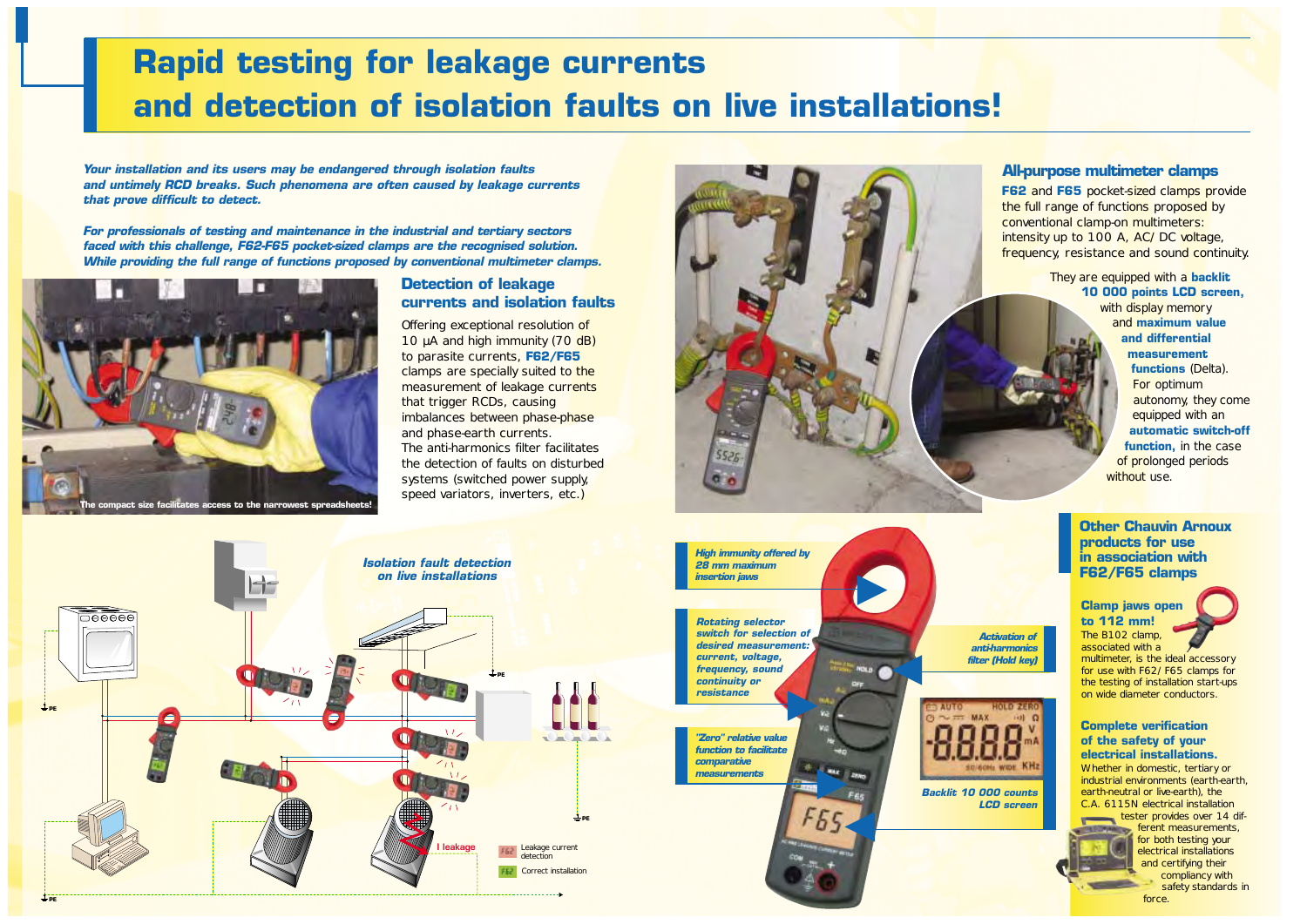# Rapid testing for leakage currents and detection of isolation faults on live installations!

***Your installation and its users may be endangered through isolation faults and untimely RCD breaks. Such phenomena are often caused by leakage currents that prove difficult to detect.***

***For professionals of testing and maintenance in the industrial and tertiary sectors faced with this challenge, F62-F65 pocket-sized clamps are the recognised solution. While providing the full range of functions proposed by conventional multimeter clamps.***

The compact size facilitates access to the narrowest spreadsheets!

## Detection of leakage currents and isolation faults

Offering exceptional resolution of 10 µA and high immunity (70 dB) to parasite currents, **F62/F65** clamps are specially suited to the measurement of leakage currents that trigger RCDs, causing imbalances between phase-phase and phase-earth currents.
The anti-harmonics filter facilitates the detection of faults on disturbed systems (switched power supply, speed variators, inverters, etc.)

## All-purpose multimeter clamps

**F62** and **F65** pocket-sized clamps provide the full range of functions proposed by conventional clamp-on multimeters: intensity up to 100 A, AC/DC voltage, frequency, resistance and sound continuity.

They are equipped with a **backlit 10 000 points LCD screen,** with display memory and **maximum value and differential measurement functions** (Delta). For optimum autonomy, they come equipped with an **automatic switch-off function,** in the case of prolonged periods without use.

***Isolation fault detection on live installations***

PE

I leakage

F62 Leakage current detection

F62 Correct installation

*High immunity offered by 28 mm maximum insertion jaws*

*Rotating selector switch for selection of desired measurement: current, voltage, frequency, sound continuity or resistance*

*"Zero" relative value function to facilitate comparative measurements*

*Activation of anti-harmonics filter (Hold key)*

*Backlit 10 000 counts LCD screen*

## Other Chauvin Arnoux products for use in association with F62/F65 clamps

### Clamp jaws open to 112 mm!

The B102 clamp, associated with a multimeter, is the ideal accessory for use with F62/F65 clamps for the testing of installation start-ups on wide diameter conductors.

### Complete verification of the safety of your electrical installations.

Whether in domestic, tertiary or industrial environments (earth-earth, earth-neutral or live-earth), the C.A. 6115N electrical installation tester provides over 14 different measurements, for both testing your electrical installations and certifying their compliancy with safety standards in force.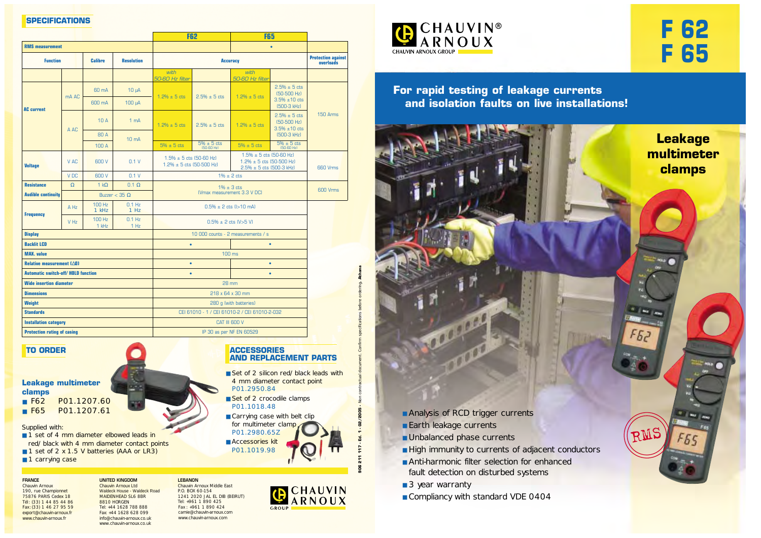## SPECIFICATIONS

| | | | | F62 | | F65 | | |
|---|---|---|---|---|---|---|---|---|
| **RMS measurement** | | | | | | • | | |
| **Function** | | **Calibre** | **Resolution** | **Accuracy** | | | | **Protection against overloads** |
| | | | | *with 50-60 Hz filter* | | *with 50-60 Hz filter* | | |
| **AC current** | mA AC | 60 mA | 10 µA | 1.2% ± 5 cts | 2.5% ± 5 cts | 1.2% ± 5 cts | 2.5% ± 5 cts (50-500 Hz) 3.5% ±10 cts (500-3 kHz) | 150 Arms |
| | | 600 mA | 100 µA | | | | | |
| | A AC | 10 A | 1 mA | 1.2% ± 5 cts | 2.5% ± 5 cts | 1.2% ± 5 cts | 2.5% ± 5 cts (50-500 Hz) 3.5% ±10 cts (500-3 kHz) | |
| | | 80 A | 10 mA | | | | | |
| | | 100 A | | 5% ± 5 cts | 5% ± 5 cts (50-60 Hz) | 5% ± 5 cts | 5% ± 5 cts (50-60 Hz) | |
| **Voltage** | V AC | 600 V | 0.1 V | 1.5% ± 5 cts (50-60 Hz) 1.2% ± 5 cts (50-500 Hz) | | 1.5% ± 5 cts (50-60 Hz) 1.2% ± 5 cts (50-500 Hz) 2.5% ± 5 cts (500-3 kHz) | | 660 Vrms |
| | V DC | 600 V | 0.1 V | 1% ± 2 cts | | | | |
| **Resistance** | Ω | 1 kΩ | 0.1 Ω | 1% ± 3 cts (Vmax measurement 3.3 V DC) | | | | 600 Vrms |
| **Audible continuity** | | Buzzer < 35 Ω | | | | | | |
| **Frequency** | A Hz | 100 Hz 1 kHz | 0.1 Hz 1 Hz | 0.5% ± 2 cts (I>10 mA) | | | | |
| | V Hz | 100 Hz 1 kHz | 0.1 Hz 1 Hz | 0.5% ± 2 cts (V>5 V) | | | | |
| **Display** | | | | 10 000 counts - 2 measurements / s | | | | |
| **Backlit LCD** | | | | • | | • | | |
| **MAX. value** | | | | 100 ms | | | | |
| **Relative measurement (ΔΩ)** | | | | • | | • | | |
| **Automatic switch-off/ HOLD function** | | | | • | | • | | |
| **Wide insertion diameter** | | | | 28 mm | | | | |
| **Dimensions** | | | | 218 x 64 x 30 mm | | | | |
| **Weight** | | | | 280 g (with batteries) | | | | |
| **Standards** | | | | CEI 61010 - 1 / CEI 61010-2 / CEI 61010-2-032 | | | | |
| **Installation category** | | | | CAT III 600 V | | | | |
| **Protection rating of casing** | | | | IP 30 as per NF EN 60529 | | | | |

## TO ORDER

**Leakage multimeter clamps**

- F62 P01.1207.60
- F65 P01.1207.61

Supplied with:

- 1 set of 4 mm diameter elbowed leads in red/ black with 4 mm diameter contact points
- 1 set of 2 x 1.5 V batteries (AAA or LR3)
- 1 carrying case

## ACCESSORIES AND REPLACEMENT PARTS

- Set of 2 silicon red/ black leads with 4 mm diameter contact point P01.2950.84
- Set of 2 crocodile clamps P01.1018.48
- Carrying case with belt clip for multimeter clamp P01.2980.65Z
- Accessories kit P01.1019.98

906 211 117 - Ed. 1 - 02/2005 - Non contractual document. Confirm specifications before ordering. Athena

**FRANCE**
Chauvin Arnoux
190, rue Championnet
75876 PARIS Cedex 18
Tél: (33) 1 44 85 44 86
Fax: (33) 1 46 27 95 59
export@chauvin-arnoux.fr
www.chauvin-arnoux.fr

**UNITED KINGDOM**
Chauvin Arnoux Ltd
Waldeck House - Waldeck Road
MAIDENHEAD SL6 8BR
8810 HORGEN
Tel: +44 1628 788 888
Fax +44 1628 628 099
info@chauvin-arnoux.co.uk
www.chauvin-arnoux.co.uk

**LEBANON**
Chauvin Arnoux Middle East
P.O. BOX 60-154
1241 2020 JAL EL DIB (BEIRUT)
Tel: +961 1 890 425
Fax: +961 1 890 424
camie@chauvin-arnoux.com
www.chauvin-arnoux.com

CHAUVIN ARNOUX GROUP

CHAUVIN® ARNOUX
CHAUVIN ARNOUX GROUP

# F 62 F 65

## For rapid testing of leakage currents and isolation faults on live installations!

## Leakage multimeter clamps

RMS

- Analysis of RCD trigger currents
- Earth leakage currents
- Unbalanced phase currents
- High immunity to currents of adjacent conductors
- Anti-harmonic filter selection for enhanced fault detection on disturbed systems
- 3 year warranty
- Compliancy with standard VDE 0404